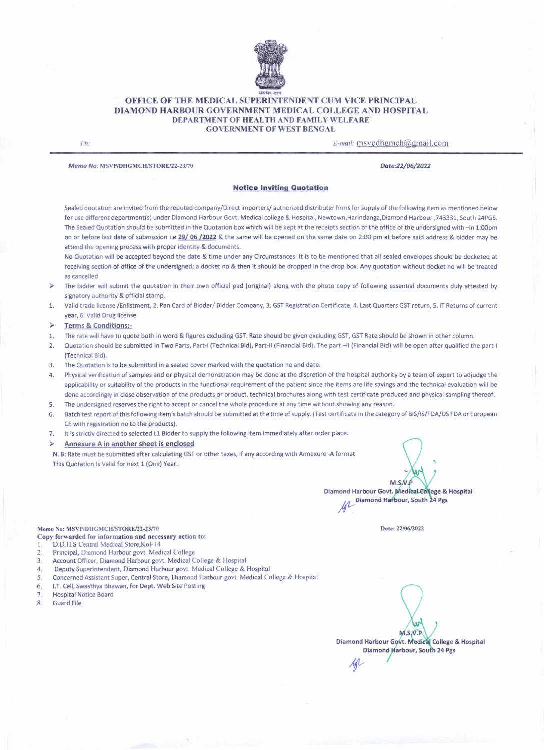# OFFICE OF THE MEDICAL SUPERINTENDENT CUM VICE PRINCIPAL
# DIAMOND HARBOUR GOVERNMENT MEDICAL COLLEGE AND HOSPITAL
## DEPARTMENT OF HEALTH AND FAMILY WELFARE
## GOVERNMENT OF WEST BENGAL

*Ph:* *E-mail:* msvpdhgmch@gmail.com

***Memo No:* MSVP/DHGMCH/STORE/22-23/70** ***Date:22/06/2022***

## Notice Inviting Quotation

Sealed quotation are invited from the reputed company/Direct importers/ authorized distributer firms for supply of the following item as mentioned below for use different department(s) under Diamond Harbour Govt. Medical college & Hospital, Newtown,Harindanga,Diamond Harbour ,743331, South 24PGS. The Sealed Quotation should be submitted in the Quotation box which will be kept at the receipts section of the office of the undersigned with –in 1:00pm on or before last date of submission i.e **29/ 06 /2022** & the same will be opened on the same date on 2:00 pm at before said address & bidder may be attend the opening process with proper identity & documents.

No Quotation will be accepted beyond the date & time under any Circumstances. It is to be mentioned that all sealed envelopes should be docketed at receiving section of office of the undersigned; a docket no & then it should be dropped in the drop box. Any quotation without docket no will be treated as cancelled.

- The bidder will submit the quotation in their own official pad (original) along with the photo copy of following essential documents duly attested by signatory authority & official stamp.

1. Valid trade license /Enlistment, 2. Pan Card of Bidder/ Bidder Company, 3. GST Registration Certificate, 4. Last Quarters GST return, 5. IT Returns of current year, 6. Valid Drug license

- **Terms & Conditions:-**

1. The rate will have to quote both in word & figures excluding GST. Rate should be given excluding GST, GST Rate should be shown in other column.
2. Quotation should be submitted in Two Parts, Part-I (Technical Bid), Part-II (Financial Bid). The part –II (Financial Bid) will be open after qualified the part-I (Technical Bid).
3. The Quotation is to be submitted in a sealed cover marked with the quotation no and date.
4. Physical verification of samples and or physical demonstration may be done at the discretion of the hospital authority by a team of expert to adjudge the applicability or suitability of the products in the functional requirement of the patient since the items are life savings and the technical evaluation will be done accordingly in close observation of the products or product, technical brochures along with test certificate produced and physical sampling thereof.
5. The undersigned reserves the right to accept or cancel the whole procedure at any time without showing any reason.
6. Batch test report of this following item's batch should be submitted at the time of supply. (Test certificate in the category of BIS/IS/FDA/US FDA or European CE with registration no to the products).
7. It is strictly directed to selected L1 Bidder to supply the following item immediately after order place.

- **Annexure A in another sheet is enclosed**

N. B: Rate must be submitted after calculating GST or other taxes, if any according with Annexure -A format

This Quotation Is Valid for next 1 (One) Year.

M.S.V.P
Diamond Harbour Govt. Medical College & Hospital
Diamond Harbour, South 24 Pgs

**Memo No: MSVP/DHGMCH/STORE/22-23/70** **Date: 22/06/2022**

**Copy forwarded for information and necessary action to:**

1. D.D.H.S Central Medical Store,Kol-14
2. Principal, Diamond Harbour govt. Medical College
3. Account Officer, Diamond Harbour govt. Medical College & Hospital
4. Deputy Superintendent, Diamond Harbour govt. Medical College & Hospital
5. Concerned Assistant Super, Central Store, Diamond Harbour govt. Medical College & Hospital
6. I.T. Cell, Swasthya Bhawan, for Dept. Web Site Posting
7. Hospital Notice Board
8. Guard File

M.S.V.P
Diamond Harbour Govt. Medical College & Hospital
Diamond Harbour, South 24 Pgs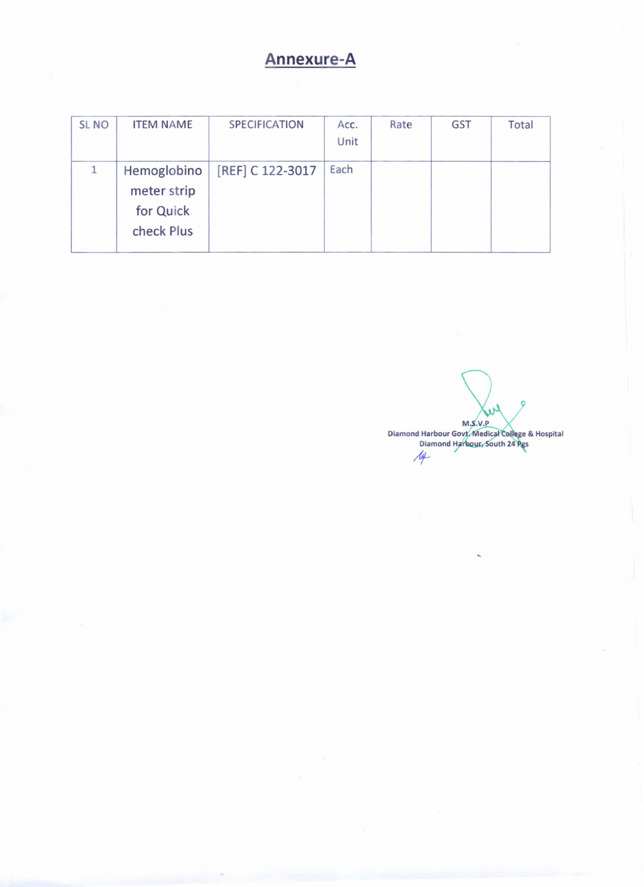# Annexure-A

| SL NO | ITEM NAME | SPECIFICATION | Acc. Unit | Rate | GST | Total |
|---|---|---|---|---|---|---|
| 1 | Hemoglobinometer strip for Quick check Plus | [REF] C 122-3017 | Each | | | |

M.S.V.P
Diamond Harbour Govt. Medical College & Hospital
Diamond Harbour, South 24 Pgs